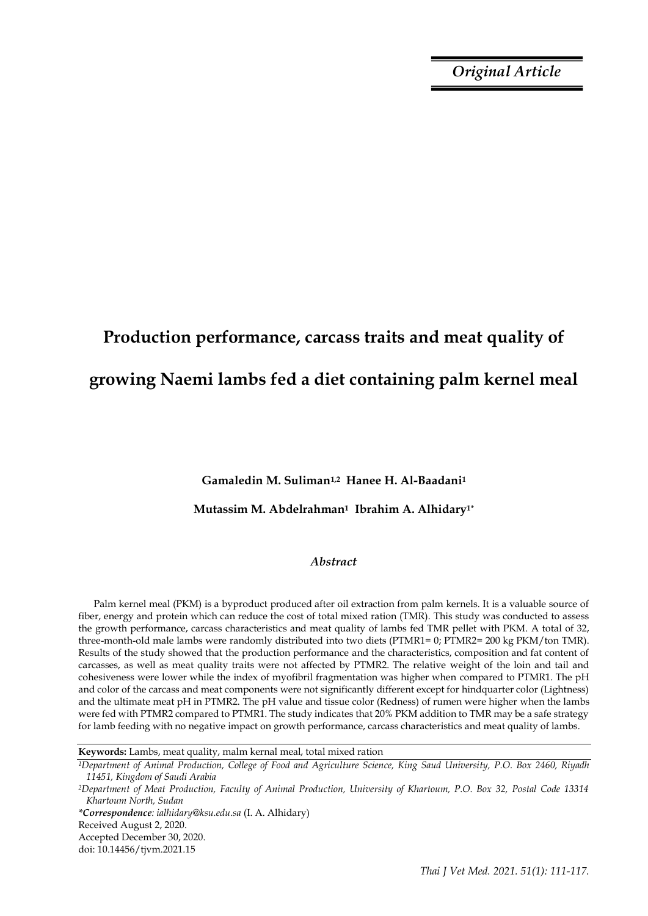*Original Article*

# Production performance, carcass traits and meat quality of growing Naemi lambs fed a diet containing palm kernel meal

**Gamaledin M. Suliman[1,2] Hanee H. Al-Baadani[1]**

**Mutassim M. Abdelrahman[1] Ibrahim A. Alhidary[1*]**

### *Abstract*

Palm kernel meal (PKM) is a byproduct produced after oil extraction from palm kernels. It is a valuable source of fiber, energy and protein which can reduce the cost of total mixed ration (TMR). This study was conducted to assess the growth performance, carcass characteristics and meat quality of lambs fed TMR pellet with PKM. A total of 32, three-month-old male lambs were randomly distributed into two diets (PTMR1= 0; PTMR2= 200 kg PKM/ton TMR). Results of the study showed that the production performance and the characteristics, composition and fat content of carcasses, as well as meat quality traits were not affected by PTMR2. The relative weight of the loin and tail and cohesiveness were lower while the index of myofibril fragmentation was higher when compared to PTMR1. The pH and color of the carcass and meat components were not significantly different except for hindquarter color (Lightness) and the ultimate meat pH in PTMR2. The pH value and tissue color (Redness) of rumen were higher when the lambs were fed with PTMR2 compared to PTMR1. The study indicates that 20% PKM addition to TMR may be a safe strategy for lamb feeding with no negative impact on growth performance, carcass characteristics and meat quality of lambs.

**Keywords:** Lambs, meat quality, malm kernal meal, total mixed ration

[1]*Department of Animal Production, College of Food and Agriculture Science, King Saud University, P.O. Box 2460, Riyadh 11451, Kingdom of Saudi Arabia*

[2]*Department of Meat Production, Faculty of Animal Production, University of Khartoum, P.O. Box 32, Postal Code 13314 Khartoum North, Sudan*

***Correspondence**: ialhidary@ksu.edu.sa* (I. A. Alhidary)

Received August 2, 2020.

Accepted December 30, 2020.

doi: 10.14456/tjvm.2021.15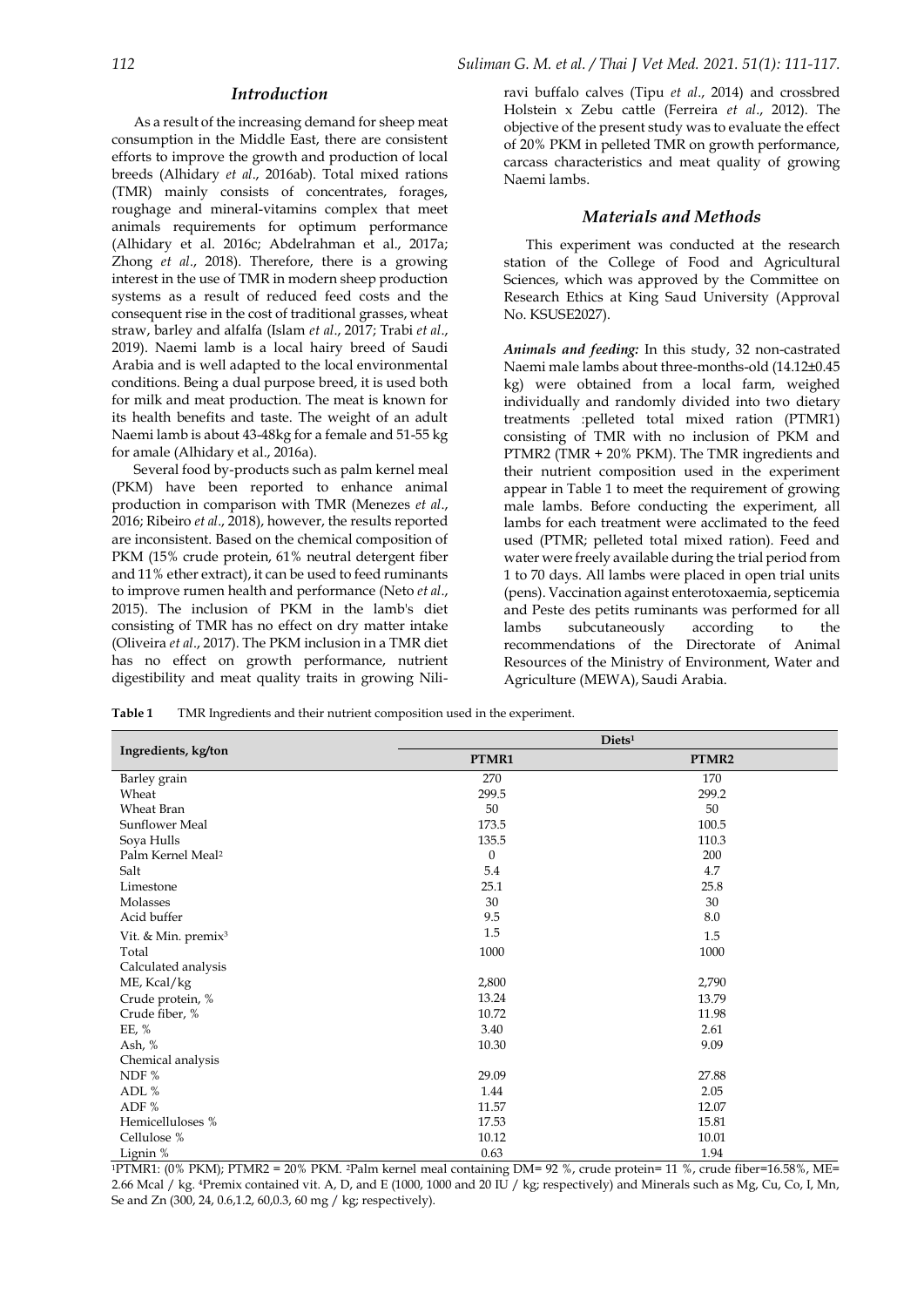## Introduction

As a result of the increasing demand for sheep meat consumption in the Middle East, there are consistent efforts to improve the growth and production of local breeds (Alhidary *et al*., 2016ab). Total mixed rations (TMR) mainly consists of concentrates, forages, roughage and mineral-vitamins complex that meet animals requirements for optimum performance (Alhidary et al. 2016c; Abdelrahman et al., 2017a; Zhong *et al*., 2018). Therefore, there is a growing interest in the use of TMR in modern sheep production systems as a result of reduced feed costs and the consequent rise in the cost of traditional grasses, wheat straw, barley and alfalfa (Islam *et al*., 2017; Trabi *et al*., 2019). Naemi lamb is a local hairy breed of Saudi Arabia and is well adapted to the local environmental conditions. Being a dual purpose breed, it is used both for milk and meat production. The meat is known for its health benefits and taste. The weight of an adult Naemi lamb is about 43-48kg for a female and 51-55 kg for amale (Alhidary et al., 2016a).

Several food by-products such as palm kernel meal (PKM) have been reported to enhance animal production in comparison with TMR (Menezes *et al*., 2016; Ribeiro *et al*., 2018), however, the results reported are inconsistent. Based on the chemical composition of PKM (15% crude protein, 61% neutral detergent fiber and 11% ether extract), it can be used to feed ruminants to improve rumen health and performance (Neto *et al*., 2015). The inclusion of PKM in the lamb's diet consisting of TMR has no effect on dry matter intake (Oliveira *et al*., 2017). The PKM inclusion in a TMR diet has no effect on growth performance, nutrient digestibility and meat quality traits in growing Nili-ravi buffalo calves (Tipu *et al*., 2014) and crossbred Holstein x Zebu cattle (Ferreira *et al*., 2012). The objective of the present study was to evaluate the effect of 20% PKM in pelleted TMR on growth performance, carcass characteristics and meat quality of growing Naemi lambs.

## Materials and Methods

This experiment was conducted at the research station of the College of Food and Agricultural Sciences, which was approved by the Committee on Research Ethics at King Saud University (Approval No. KSUSE2027).

***Animals and feeding:*** In this study, 32 non-castrated Naemi male lambs about three-months-old (14.12±0.45 kg) were obtained from a local farm, weighed individually and randomly divided into two dietary treatments :pelleted total mixed ration (PTMR1) consisting of TMR with no inclusion of PKM and PTMR2 (TMR + 20% PKM). The TMR ingredients and their nutrient composition used in the experiment appear in Table 1 to meet the requirement of growing male lambs. Before conducting the experiment, all lambs for each treatment were acclimated to the feed used (PTMR; pelleted total mixed ration). Feed and water were freely available during the trial period from 1 to 70 days. All lambs were placed in open trial units (pens). Vaccination against enterotoxaemia, septicemia and Peste des petits ruminants was performed for all lambs subcutaneously according to the recommendations of the Directorate of Animal Resources of the Ministry of Environment, Water and Agriculture (MEWA), Saudi Arabia.

**Table 1** TMR Ingredients and their nutrient composition used in the experiment.

| Ingredients, kg/ton | Diets[1] | |
|---|---|---|
| | PTMR1 | PTMR2 |
| Barley grain | 270 | 170 |
| Wheat | 299.5 | 299.2 |
| Wheat Bran | 50 | 50 |
| Sunflower Meal | 173.5 | 100.5 |
| Soya Hulls | 135.5 | 110.3 |
| Palm Kernel Meal[2] | 0 | 200 |
| Salt | 5.4 | 4.7 |
| Limestone | 25.1 | 25.8 |
| Molasses | 30 | 30 |
| Acid buffer | 9.5 | 8.0 |
| Vit. & Min. premix[3] | 1.5 | 1.5 |
| Total | 1000 | 1000 |
| Calculated analysis | | |
| ME, Kcal/kg | 2,800 | 2,790 |
| Crude protein, % | 13.24 | 13.79 |
| Crude fiber, % | 10.72 | 11.98 |
| EE, % | 3.40 | 2.61 |
| Ash, % | 10.30 | 9.09 |
| Chemical analysis | | |
| NDF % | 29.09 | 27.88 |
| ADL % | 1.44 | 2.05 |
| ADF % | 11.57 | 12.07 |
| Hemicelluloses % | 17.53 | 15.81 |
| Cellulose % | 10.12 | 10.01 |
| Lignin % | 0.63 | 1.94 |

[1]PTMR1: (0% PKM); PTMR2 = 20% PKM. [2]Palm kernel meal containing DM= 92 %, crude protein= 11 %, crude fiber=16.58%, ME= 2.66 Mcal / kg. [4]Premix contained vit. A, D, and E (1000, 1000 and 20 IU / kg; respectively) and Minerals such as Mg, Cu, Co, I, Mn, Se and Zn (300, 24, 0.6,1.2, 60,0.3, 60 mg / kg; respectively).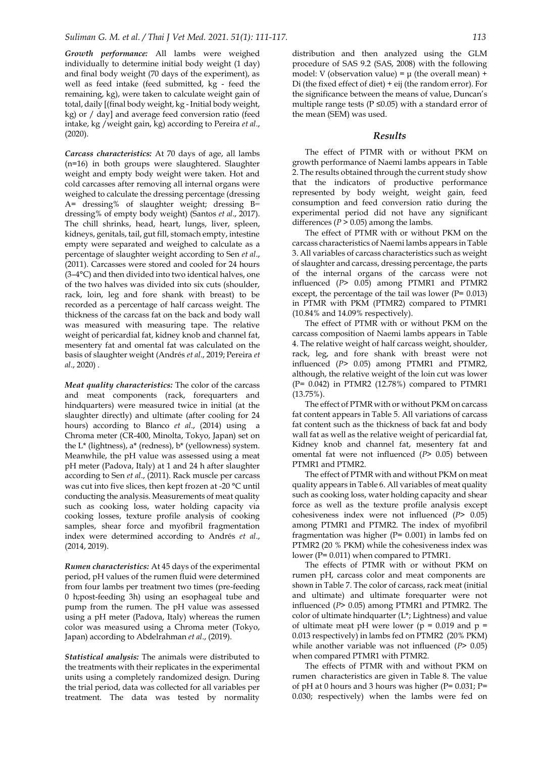***Growth performance:*** All lambs were weighed individually to determine initial body weight (1 day) and final body weight (70 days of the experiment), as well as feed intake (feed submitted, kg - feed the remaining, kg), were taken to calculate weight gain of total, daily [(final body weight, kg - Initial body weight, kg) or / day] and average feed conversion ratio (feed intake, kg /weight gain, kg) according to Pereira *et al*., (2020).

***Carcass characteristics:*** At 70 days of age, all lambs (n=16) in both groups were slaughtered. Slaughter weight and empty body weight were taken. Hot and cold carcasses after removing all internal organs were weighed to calculate the dressing percentage (dressing A= dressing% of slaughter weight; dressing B= dressing% of empty body weight) (Santos *et al*., 2017). The chill shrinks, head, heart, lungs, liver, spleen, kidneys, genitals, tail, gut fill, stomach empty, intestine empty were separated and weighed to calculate as a percentage of slaughter weight according to Sen *et al*., (2011). Carcasses were stored and cooled for 24 hours (3–4°C) and then divided into two identical halves, one of the two halves was divided into six cuts (shoulder, rack, loin, leg and fore shank with breast) to be recorded as a percentage of half carcass weight. The thickness of the carcass fat on the back and body wall was measured with measuring tape. The relative weight of pericardial fat, kidney knob and channel fat, mesentery fat and omental fat was calculated on the basis of slaughter weight (Andrés *et al*., 2019; Pereira *et al*., 2020) .

***Meat quality characteristics:*** The color of the carcass and meat components (rack, forequarters and hindquarters) were measured twice in initial (at the slaughter directly) and ultimate (after cooling for 24 hours) according to Blanco *et al*., (2014) using a Chroma meter (CR-400, Minolta, Tokyo, Japan) set on the L* (lightness), a* (redness), b* (yellowness) system. Meanwhile, the pH value was assessed using a meat pH meter (Padova, Italy) at 1 and 24 h after slaughter according to Sen *et al*., (2011). Rack muscle per carcass was cut into five slices, then kept frozen at -20 °C until conducting the analysis. Measurements of meat quality such as cooking loss, water holding capacity via cooking losses, texture profile analysis of cooking samples, shear force and myofibril fragmentation index were determined according to Andrés *et al*., (2014, 2019).

***Rumen characteristics:*** At 45 days of the experimental period, pH values of the rumen fluid were determined from four lambs per treatment two times (pre-feeding 0 h;post-feeding 3h) using an esophageal tube and pump from the rumen. The pH value was assessed using a pH meter (Padova, Italy) whereas the rumen color was measured using a Chroma meter (Tokyo, Japan) according to Abdelrahman *et al*., (2019).

***Statistical analysis:*** The animals were distributed to the treatments with their replicates in the experimental units using a completely randomized design. During the trial period, data was collected for all variables per treatment. The data was tested by normality distribution and then analyzed using the GLM procedure of SAS 9.2 (SAS, 2008) with the following model: V (observation value) = μ (the overall mean) + Di (the fixed effect of diet) + eij (the random error). For the significance between the means of value, Duncan's multiple range tests ($P \leq 0.05$) with a standard error of the mean (SEM) was used.

## *Results*

The effect of PTMR with or without PKM on growth performance of Naemi lambs appears in Table 2. The results obtained through the current study show that the indicators of productive performance represented by body weight, weight gain, feed consumption and feed conversion ratio during the experimental period did not have any significant differences ($P > 0.05$) among the lambs.

The effect of PTMR with or without PKM on the carcass characteristics of Naemi lambs appears in Table 3. All variables of carcass characteristics such as weight of slaughter and carcass, dressing percentage, the parts of the internal organs of the carcass were not influenced ($P > 0.05$) among PTMR1 and PTMR2 except, the percentage of the tail was lower ($P = 0.013$) in PTMR with PKM (PTMR2) compared to PTMR1 (10.84% and 14.09% respectively).

The effect of PTMR with or without PKM on the carcass composition of Naemi lambs appears in Table 4. The relative weight of half carcass weight, shoulder, rack, leg, and fore shank with breast were not influenced ($P > 0.05$) among PTMR1 and PTMR2, although, the relative weight of the loin cut was lower ($P = 0.042$) in PTMR2 (12.78%) compared to PTMR1 (13.75%).

The effect of PTMR with or without PKM on carcass fat content appears in Table 5. All variations of carcass fat content such as the thickness of back fat and body wall fat as well as the relative weight of pericardial fat, Kidney knob and channel fat, mesentery fat and omental fat were not influenced ($P > 0.05$) between PTMR1 and PTMR2.

The effect of PTMR with and without PKM on meat quality appears in Table 6. All variables of meat quality such as cooking loss, water holding capacity and shear force as well as the texture profile analysis except cohesiveness index were not influenced ($P > 0.05$) among PTMR1 and PTMR2. The index of myofibril fragmentation was higher ($P = 0.001$) in lambs fed on PTMR2 (20 % PKM) while the cohesiveness index was lower ($P = 0.011$) when compared to PTMR1.

The effects of PTMR with or without PKM on rumen pH, carcass color and meat components are shown in Table 7. The color of carcass, rack meat (initial and ultimate) and ultimate forequarter were not influenced ($P > 0.05$) among PTMR1 and PTMR2. The color of ultimate hindquarter (L*; Lightness) and value of ultimate meat pH were lower ($p = 0.019$ and $p = 0.013$ respectively) in lambs fed on PTMR2 (20% PKM) while another variable was not influenced ($P > 0.05$) when compared PTMR1 with PTMR2.

The effects of PTMR with and without PKM on rumen characteristics are given in Table 8. The value of pH at 0 hours and 3 hours was higher ($P = 0.031$; $P = 0.030$; respectively) when the lambs were fed on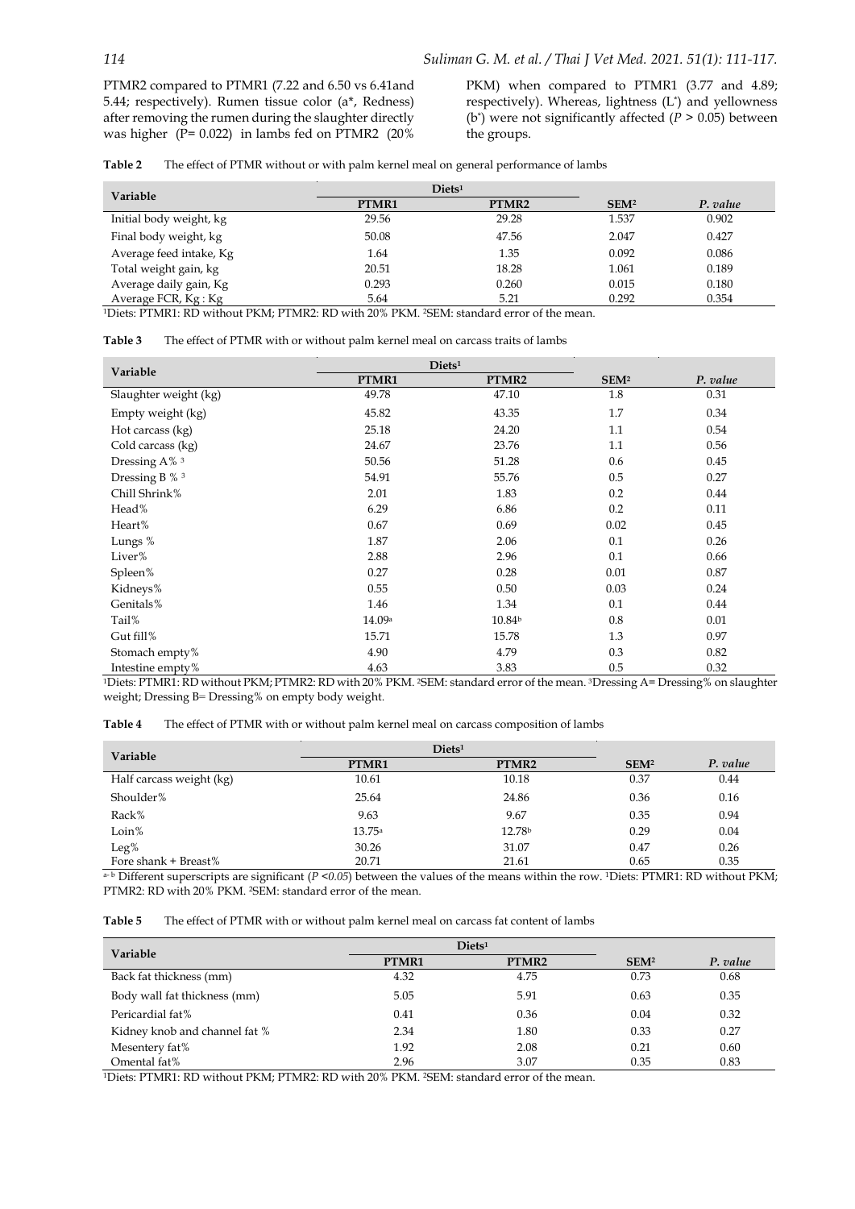PTMR2 compared to PTMR1 (7.22 and 6.50 vs 6.41and 5.44; respectively). Rumen tissue color (a*, Redness) after removing the rumen during the slaughter directly was higher (P= 0.022) in lambs fed on PTMR2 (20% PKM) when compared to PTMR1 (3.77 and 4.89; respectively). Whereas, lightness (L*) and yellowness (b*) were not significantly affected (*P* > 0.05) between the groups.

**Table 2** The effect of PTMR without or with palm kernel meal on general performance of lambs

| Variable | Diets[1] | | | |
|---|---|---|---|---|
| | PTMR1 | PTMR2 | SEM[2] | *P. value* |
| Initial body weight, kg | 29.56 | 29.28 | 1.537 | 0.902 |
| Final body weight, kg | 50.08 | 47.56 | 2.047 | 0.427 |
| Average feed intake, Kg | 1.64 | 1.35 | 0.092 | 0.086 |
| Total weight gain, kg | 20.51 | 18.28 | 1.061 | 0.189 |
| Average daily gain, Kg | 0.293 | 0.260 | 0.015 | 0.180 |
| Average FCR, Kg : Kg | 5.64 | 5.21 | 0.292 | 0.354 |

[1]Diets: PTMR1: RD without PKM; PTMR2: RD with 20% PKM. [2]SEM: standard error of the mean.

**Table 3** The effect of PTMR with or without palm kernel meal on carcass traits of lambs

| Variable | Diets[1] | | | |
|---|---|---|---|---|
| | PTMR1 | PTMR2 | SEM[2] | *P. value* |
| Slaughter weight (kg) | 49.78 | 47.10 | 1.8 | 0.31 |
| Empty weight (kg) | 45.82 | 43.35 | 1.7 | 0.34 |
| Hot carcass (kg) | 25.18 | 24.20 | 1.1 | 0.54 |
| Cold carcass (kg) | 24.67 | 23.76 | 1.1 | 0.56 |
| Dressing A% [3] | 50.56 | 51.28 | 0.6 | 0.45 |
| Dressing B % [3] | 54.91 | 55.76 | 0.5 | 0.27 |
| Chill Shrink% | 2.01 | 1.83 | 0.2 | 0.44 |
| Head% | 6.29 | 6.86 | 0.2 | 0.11 |
| Heart% | 0.67 | 0.69 | 0.02 | 0.45 |
| Lungs % | 1.87 | 2.06 | 0.1 | 0.26 |
| Liver% | 2.88 | 2.96 | 0.1 | 0.66 |
| Spleen% | 0.27 | 0.28 | 0.01 | 0.87 |
| Kidneys% | 0.55 | 0.50 | 0.03 | 0.24 |
| Genitals% | 1.46 | 1.34 | 0.1 | 0.44 |
| Tail% | 14.09[a] | 10.84[b] | 0.8 | 0.01 |
| Gut fill% | 15.71 | 15.78 | 1.3 | 0.97 |
| Stomach empty% | 4.90 | 4.79 | 0.3 | 0.82 |
| Intestine empty% | 4.63 | 3.83 | 0.5 | 0.32 |

[1]Diets: PTMR1: RD without PKM; PTMR2: RD with 20% PKM. [2]SEM: standard error of the mean. [3]Dressing A= Dressing% on slaughter weight; Dressing B= Dressing% on empty body weight.

**Table 4** The effect of PTMR with or without palm kernel meal on carcass composition of lambs

| Variable | Diets[1] | | | |
|---|---|---|---|---|
| | PTMR1 | PTMR2 | SEM[2] | *P. value* |
| Half carcass weight (kg) | 10.61 | 10.18 | 0.37 | 0.44 |
| Shoulder% | 25.64 | 24.86 | 0.36 | 0.16 |
| Rack% | 9.63 | 9.67 | 0.35 | 0.94 |
| Loin% | 13.75[a] | 12.78[b] | 0.29 | 0.04 |
| Leg% | 30.26 | 31.07 | 0.47 | 0.26 |
| Fore shank + Breast% | 20.71 | 21.61 | 0.65 | 0.35 |

[a-b] Different superscripts are significant (*P <0.05*) between the values of the means within the row. [1]Diets: PTMR1: RD without PKM; PTMR2: RD with 20% PKM. [2]SEM: standard error of the mean.

**Table 5** The effect of PTMR with or without palm kernel meal on carcass fat content of lambs

| Variable | Diets[1] | | | |
|---|---|---|---|---|
| | PTMR1 | PTMR2 | SEM[2] | *P. value* |
| Back fat thickness (mm) | 4.32 | 4.75 | 0.73 | 0.68 |
| Body wall fat thickness (mm) | 5.05 | 5.91 | 0.63 | 0.35 |
| Pericardial fat% | 0.41 | 0.36 | 0.04 | 0.32 |
| Kidney knob and channel fat % | 2.34 | 1.80 | 0.33 | 0.27 |
| Mesentery fat% | 1.92 | 2.08 | 0.21 | 0.60 |
| Omental fat% | 2.96 | 3.07 | 0.35 | 0.83 |

[1]Diets: PTMR1: RD without PKM; PTMR2: RD with 20% PKM. [2]SEM: standard error of the mean.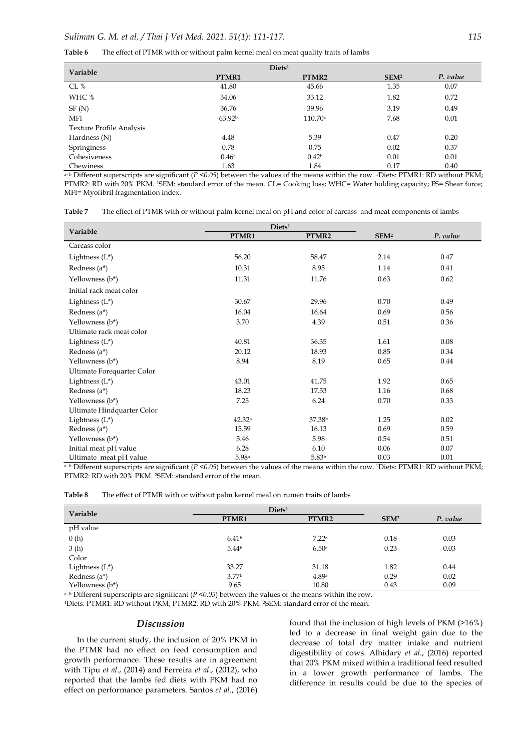**Table 6** The effect of PTMR with or without palm kernel meal on meat quality traits of lambs

| Variable | Diets[1] | | | |
|---|---|---|---|---|
| | PTMR1 | PTMR2 | SEM[2] | *P. value* |
| CL % | 41.80 | 45.66 | 1.35 | 0.07 |
| WHC % | 34.06 | 33.12 | 1.82 | 0.72 |
| SF (N) | 36.76 | 39.96 | 3.19 | 0.49 |
| MFI | 63.92[b] | 110.70[a] | 7.68 | 0.01 |
| Texture Profile Analysis | | | | |
| Hardness (N) | 4.48 | 5.39 | 0.47 | 0.20 |
| Springiness | 0.78 | 0.75 | 0.02 | 0.37 |
| Cohesiveness | 0.46[a] | 0.42[b] | 0.01 | 0.01 |
| Chewiness | 1.63 | 1.84 | 0.17 | 0.40 |

[a-b] Different superscripts are significant (*P <0.05*) between the values of the means within the row. [1]Diets: PTMR1: RD without PKM; PTMR2: RD with 20% PKM. [2]SEM: standard error of the mean. CL= Cooking loss; WHC= Water holding capacity; FS= Shear force; MFI= Myofibril fragmentation index.

**Table 7** The effect of PTMR with or without palm kernel meal on pH and color of carcass and meat components of lambs

| Variable | Diets[1] | | | |
|---|---|---|---|---|
| | PTMR1 | PTMR2 | SEM[2] | *P. value* |
| Carcass color | | | | |
| Lightness (L*) | 56.20 | 58.47 | 2.14 | 0.47 |
| Redness (a*) | 10.31 | 8.95 | 1.14 | 0.41 |
| Yellowness (b*) | 11.31 | 11.76 | 0.63 | 0.62 |
| Initial rack meat color | | | | |
| Lightness (L*) | 30.67 | 29.96 | 0.70 | 0.49 |
| Redness (a*) | 16.04 | 16.64 | 0.69 | 0.56 |
| Yellowness (b*) | 3.70 | 4.39 | 0.51 | 0.36 |
| Ultimate rack meat color | | | | |
| Lightness (L*) | 40.81 | 36.35 | 1.61 | 0.08 |
| Redness (a*) | 20.12 | 18.93 | 0.85 | 0.34 |
| Yellowness (b*) | 8.94 | 8.19 | 0.65 | 0.44 |
| Ultimate Forequarter Color | | | | |
| Lightness (L*) | 43.01 | 41.75 | 1.92 | 0.65 |
| Redness (a*) | 18.23 | 17.53 | 1.16 | 0.68 |
| Yellowness (b*) | 7.25 | 6.24 | 0.70 | 0.33 |
| Ultimate Hindquarter Color | | | | |
| Lightness (L*) | 42.32[a] | 37.38[b] | 1.25 | 0.02 |
| Redness (a*) | 15.59 | 16.13 | 0.69 | 0.59 |
| Yellowness (b*) | 5.46 | 5.98 | 0.54 | 0.51 |
| Initial meat pH value | 6.28 | 6.10 | 0.06 | 0.07 |
| Ultimate meat pH value | 5.98[a] | 5.83[b] | 0.03 | 0.01 |

[a-b] Different superscripts are significant (*P <0.05*) between the values of the means within the row. [1]Diets: PTMR1: RD without PKM; PTMR2: RD with 20% PKM. [2]SEM: standard error of the mean.

**Table 8** The effect of PTMR with or without palm kernel meal on rumen traits of lambs

| Variable | Diets[1] | | | |
|---|---|---|---|---|
| | PTMR1 | PTMR2 | SEM[2] | *P. value* |
| pH value | | | | |
| 0 (h) | 6.41[b] | 7.22[a] | 0.18 | 0.03 |
| 3 (h) | 5.44[b] | 6.50[a] | 0.23 | 0.03 |
| Color | | | | |
| Lightness (L*) | 33.27 | 31.18 | 1.82 | 0.44 |
| Redness (a*) | 3.77[b] | 4.89[a] | 0.29 | 0.02 |
| Yellowness (b*) | 9.65 | 10.80 | 0.43 | 0.09 |

[a-b] Different superscripts are significant (*P <0.05*) between the values of the means within the row.
[1]Diets: PTMR1: RD without PKM; PTMR2: RD with 20% PKM. [2]SEM: standard error of the mean.

## *Discussion*

In the current study, the inclusion of 20% PKM in the PTMR had no effect on feed consumption and growth performance. These results are in agreement with Tipu *et al*., (2014) and Ferreira *et al*., (2012), who reported that the lambs fed diets with PKM had no effect on performance parameters. Santos *et al*., (2016) found that the inclusion of high levels of PKM (>16%) led to a decrease in final weight gain due to the decrease of total dry matter intake and nutrient digestibility of cows. Alhidary *et al*., (2016) reported that 20% PKM mixed within a traditional feed resulted in a lower growth performance of lambs. The difference in results could be due to the species of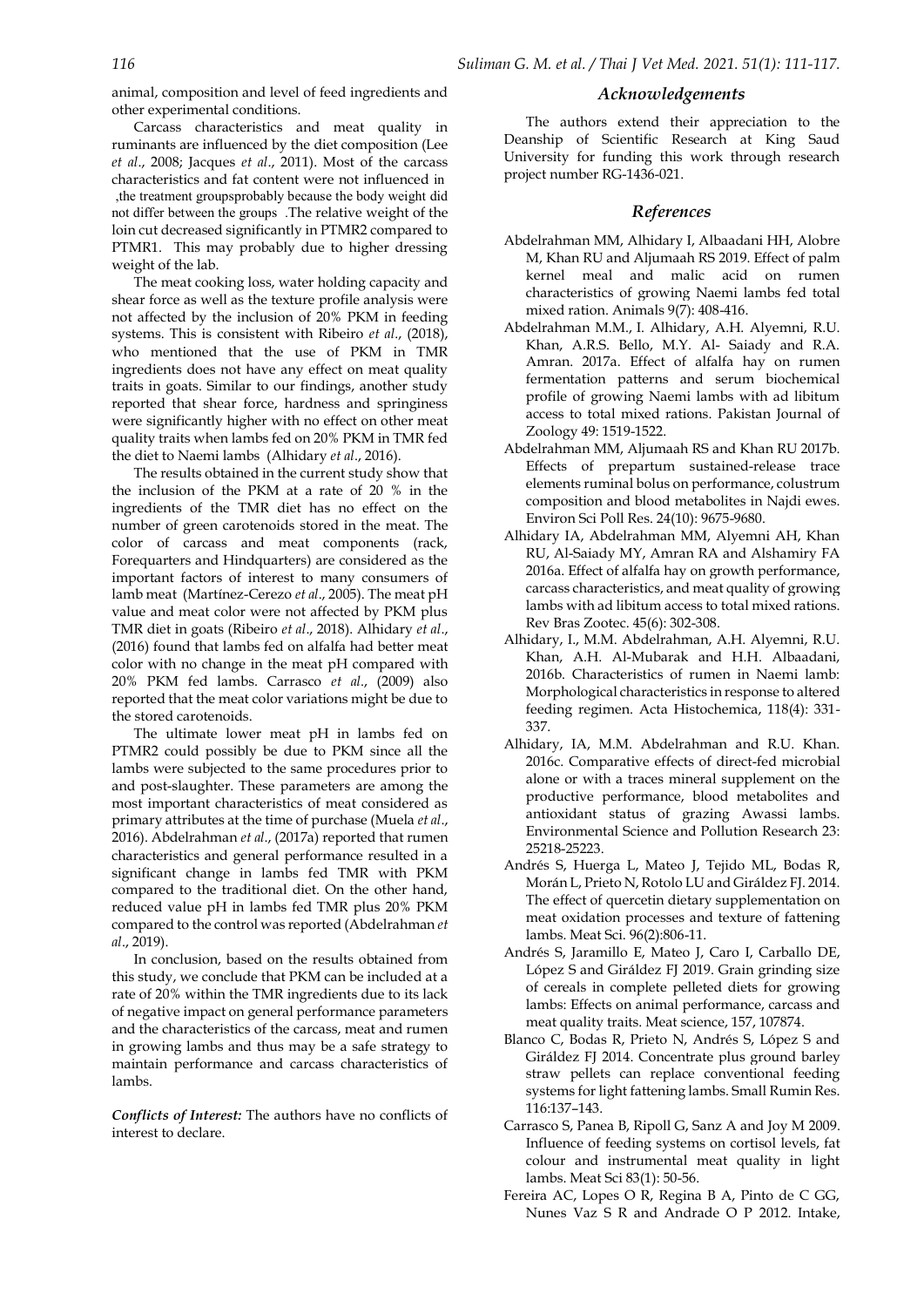animal, composition and level of feed ingredients and other experimental conditions.

Carcass characteristics and meat quality in ruminants are influenced by the diet composition (Lee *et al*., 2008; Jacques *et al*., 2011). Most of the carcass characteristics and fat content were not influenced in ,the treatment groupsprobably because the body weight did not differ between the groups .The relative weight of the loin cut decreased significantly in PTMR2 compared to PTMR1. This may probably due to higher dressing weight of the lab.

The meat cooking loss, water holding capacity and shear force as well as the texture profile analysis were not affected by the inclusion of 20% PKM in feeding systems. This is consistent with Ribeiro *et al*., (2018), who mentioned that the use of PKM in TMR ingredients does not have any effect on meat quality traits in goats. Similar to our findings, another study reported that shear force, hardness and springiness were significantly higher with no effect on other meat quality traits when lambs fed on 20% PKM in TMR fed the diet to Naemi lambs (Alhidary *et al*., 2016).

The results obtained in the current study show that the inclusion of the PKM at a rate of 20 % in the ingredients of the TMR diet has no effect on the number of green carotenoids stored in the meat. The color of carcass and meat components (rack, Forequarters and Hindquarters) are considered as the important factors of interest to many consumers of lamb meat (Martínez-Cerezo *et al*., 2005). The meat pH value and meat color were not affected by PKM plus TMR diet in goats (Ribeiro *et al*., 2018). Alhidary *et al*., (2016) found that lambs fed on alfalfa had better meat color with no change in the meat pH compared with 20% PKM fed lambs. Carrasco *et al*., (2009) also reported that the meat color variations might be due to the stored carotenoids.

The ultimate lower meat pH in lambs fed on PTMR2 could possibly be due to PKM since all the lambs were subjected to the same procedures prior to and post-slaughter. These parameters are among the most important characteristics of meat considered as primary attributes at the time of purchase (Muela *et al*., 2016). Abdelrahman *et al*., (2017a) reported that rumen characteristics and general performance resulted in a significant change in lambs fed TMR with PKM compared to the traditional diet. On the other hand, reduced value pH in lambs fed TMR plus 20% PKM compared to the control was reported (Abdelrahman *et al*., 2019).

In conclusion, based on the results obtained from this study, we conclude that PKM can be included at a rate of 20% within the TMR ingredients due to its lack of negative impact on general performance parameters and the characteristics of the carcass, meat and rumen in growing lambs and thus may be a safe strategy to maintain performance and carcass characteristics of lambs.

***Conflicts of Interest:*** The authors have no conflicts of interest to declare.

## *Acknowledgements*

The authors extend their appreciation to the Deanship of Scientific Research at King Saud University for funding this work through research project number RG-1436-021.

## *References*

Abdelrahman MM, Alhidary I, Albaadani HH, Alobre M, Khan RU and Aljumaah RS 2019. Effect of palm kernel meal and malic acid on rumen characteristics of growing Naemi lambs fed total mixed ration. Animals 9(7): 408-416.

Abdelrahman M.M., I. Alhidary, A.H. Alyemni, R.U. Khan, A.R.S. Bello, M.Y. Al- Saiady and R.A. Amran. 2017a. Effect of alfalfa hay on rumen fermentation patterns and serum biochemical profile of growing Naemi lambs with ad libitum access to total mixed rations. Pakistan Journal of Zoology 49: 1519-1522.

Abdelrahman MM, Aljumaah RS and Khan RU 2017b. Effects of prepartum sustained-release trace elements ruminal bolus on performance, colustrum composition and blood metabolites in Najdi ewes. Environ Sci Poll Res. 24(10): 9675-9680.

Alhidary IA, Abdelrahman MM, Alyemni AH, Khan RU, Al-Saiady MY, Amran RA and Alshamiry FA 2016a. Effect of alfalfa hay on growth performance, carcass characteristics, and meat quality of growing lambs with ad libitum access to total mixed rations. Rev Bras Zootec. 45(6): 302-308.

Alhidary, I., M.M. Abdelrahman, A.H. Alyemni, R.U. Khan, A.H. Al-Mubarak and H.H. Albaadani, 2016b. Characteristics of rumen in Naemi lamb: Morphological characteristics in response to altered feeding regimen. Acta Histochemica, 118(4): 331-337.

Alhidary, IA, M.M. Abdelrahman and R.U. Khan. 2016c. Comparative effects of direct-fed microbial alone or with a traces mineral supplement on the productive performance, blood metabolites and antioxidant status of grazing Awassi lambs. Environmental Science and Pollution Research 23: 25218-25223.

Andrés S, Huerga L, Mateo J, Tejido ML, Bodas R, Morán L, Prieto N, Rotolo LU and Giráldez FJ. 2014. The effect of quercetin dietary supplementation on meat oxidation processes and texture of fattening lambs. Meat Sci. 96(2):806-11.

Andrés S, Jaramillo E, Mateo J, Caro I, Carballo DE, López S and Giráldez FJ 2019. Grain grinding size of cereals in complete pelleted diets for growing lambs: Effects on animal performance, carcass and meat quality traits. Meat science, 157, 107874.

Blanco C, Bodas R, Prieto N, Andrés S, López S and Giráldez FJ 2014. Concentrate plus ground barley straw pellets can replace conventional feeding systems for light fattening lambs. Small Rumin Res. 116:137–143.

Carrasco S, Panea B, Ripoll G, Sanz A and Joy M 2009. Influence of feeding systems on cortisol levels, fat colour and instrumental meat quality in light lambs. Meat Sci 83(1): 50-56.

Fereira AC, Lopes O R, Regina B A, Pinto de C GG, Nunes Vaz S R and Andrade O P 2012. Intake,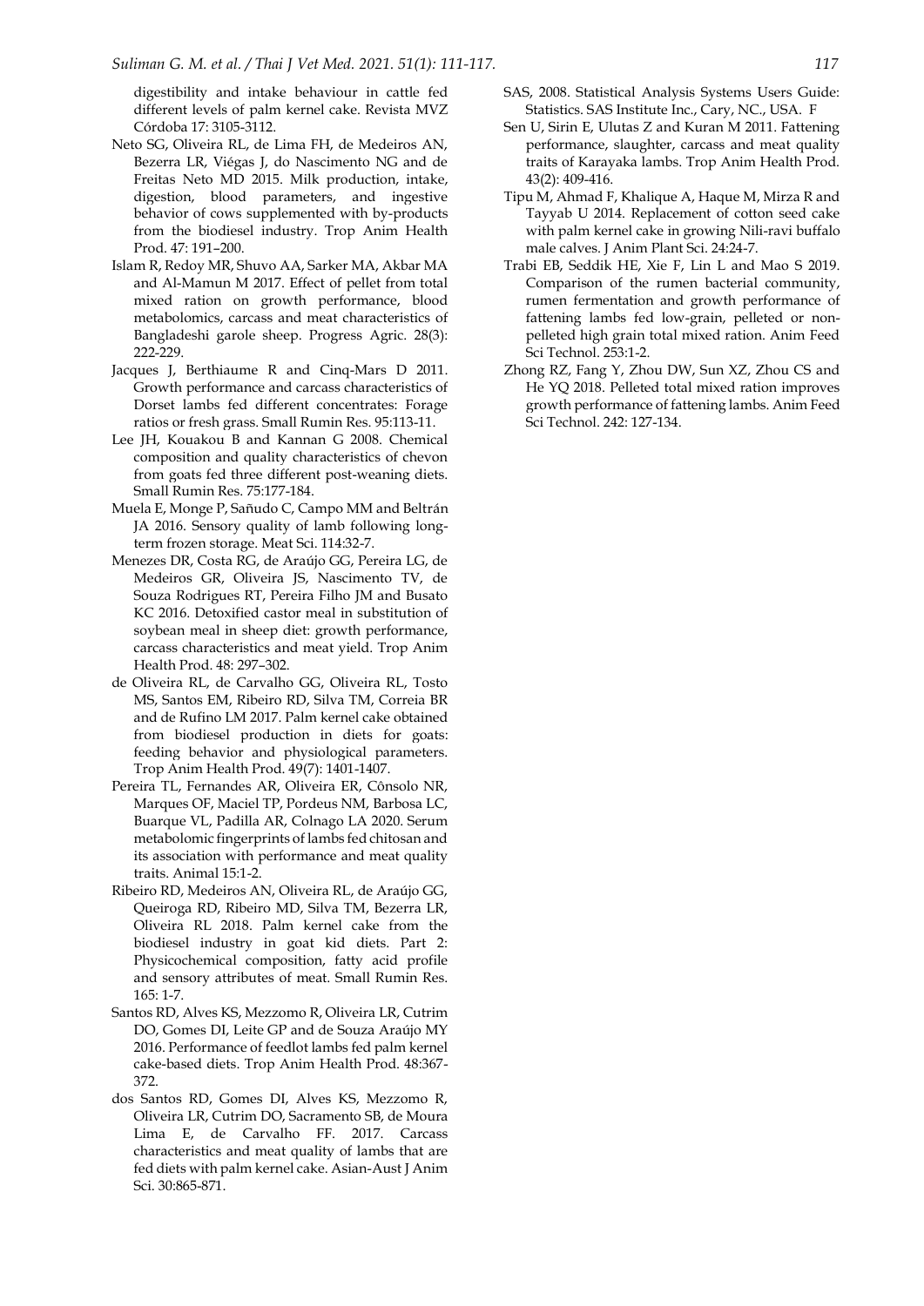digestibility and intake behaviour in cattle fed different levels of palm kernel cake. Revista MVZ Córdoba 17: 3105-3112.

Neto SG, Oliveira RL, de Lima FH, de Medeiros AN, Bezerra LR, Viégas J, do Nascimento NG and de Freitas Neto MD 2015. Milk production, intake, digestion, blood parameters, and ingestive behavior of cows supplemented with by-products from the biodiesel industry. Trop Anim Health Prod. 47: 191–200.

Islam R, Redoy MR, Shuvo AA, Sarker MA, Akbar MA and Al-Mamun M 2017. Effect of pellet from total mixed ration on growth performance, blood metabolomics, carcass and meat characteristics of Bangladeshi garole sheep. Progress Agric. 28(3): 222-229.

Jacques J, Berthiaume R and Cinq-Mars D 2011. Growth performance and carcass characteristics of Dorset lambs fed different concentrates: Forage ratios or fresh grass. Small Rumin Res. 95:113-11.

Lee JH, Kouakou B and Kannan G 2008. Chemical composition and quality characteristics of chevon from goats fed three different post-weaning diets. Small Rumin Res. 75:177-184.

Muela E, Monge P, Sañudo C, Campo MM and Beltrán JA 2016. Sensory quality of lamb following long-term frozen storage. Meat Sci. 114:32-7.

Menezes DR, Costa RG, de Araújo GG, Pereira LG, de Medeiros GR, Oliveira JS, Nascimento TV, de Souza Rodrigues RT, Pereira Filho JM and Busato KC 2016. Detoxified castor meal in substitution of soybean meal in sheep diet: growth performance, carcass characteristics and meat yield. Trop Anim Health Prod. 48: 297–302.

de Oliveira RL, de Carvalho GG, Oliveira RL, Tosto MS, Santos EM, Ribeiro RD, Silva TM, Correia BR and de Rufino LM 2017. Palm kernel cake obtained from biodiesel production in diets for goats: feeding behavior and physiological parameters. Trop Anim Health Prod. 49(7): 1401-1407.

Pereira TL, Fernandes AR, Oliveira ER, Cônsolo NR, Marques OF, Maciel TP, Pordeus NM, Barbosa LC, Buarque VL, Padilla AR, Colnago LA 2020. Serum metabolomic fingerprints of lambs fed chitosan and its association with performance and meat quality traits. Animal 15:1-2.

Ribeiro RD, Medeiros AN, Oliveira RL, de Araújo GG, Queiroga RD, Ribeiro MD, Silva TM, Bezerra LR, Oliveira RL 2018. Palm kernel cake from the biodiesel industry in goat kid diets. Part 2: Physicochemical composition, fatty acid profile and sensory attributes of meat. Small Rumin Res. 165: 1-7.

Santos RD, Alves KS, Mezzomo R, Oliveira LR, Cutrim DO, Gomes DI, Leite GP and de Souza Araújo MY 2016. Performance of feedlot lambs fed palm kernel cake-based diets. Trop Anim Health Prod. 48:367-372.

dos Santos RD, Gomes DI, Alves KS, Mezzomo R, Oliveira LR, Cutrim DO, Sacramento SB, de Moura Lima E, de Carvalho FF. 2017. Carcass characteristics and meat quality of lambs that are fed diets with palm kernel cake. Asian-Aust J Anim Sci. 30:865-871.

SAS, 2008. Statistical Analysis Systems Users Guide: Statistics. SAS Institute Inc., Cary, NC., USA. F

Sen U, Sirin E, Ulutas Z and Kuran M 2011. Fattening performance, slaughter, carcass and meat quality traits of Karayaka lambs. Trop Anim Health Prod. 43(2): 409-416.

Tipu M, Ahmad F, Khalique A, Haque M, Mirza R and Tayyab U 2014. Replacement of cotton seed cake with palm kernel cake in growing Nili-ravi buffalo male calves. J Anim Plant Sci. 24:24-7.

Trabi EB, Seddik HE, Xie F, Lin L and Mao S 2019. Comparison of the rumen bacterial community, rumen fermentation and growth performance of fattening lambs fed low-grain, pelleted or non-pelleted high grain total mixed ration. Anim Feed Sci Technol. 253:1-2.

Zhong RZ, Fang Y, Zhou DW, Sun XZ, Zhou CS and He YQ 2018. Pelleted total mixed ration improves growth performance of fattening lambs. Anim Feed Sci Technol. 242: 127-134.